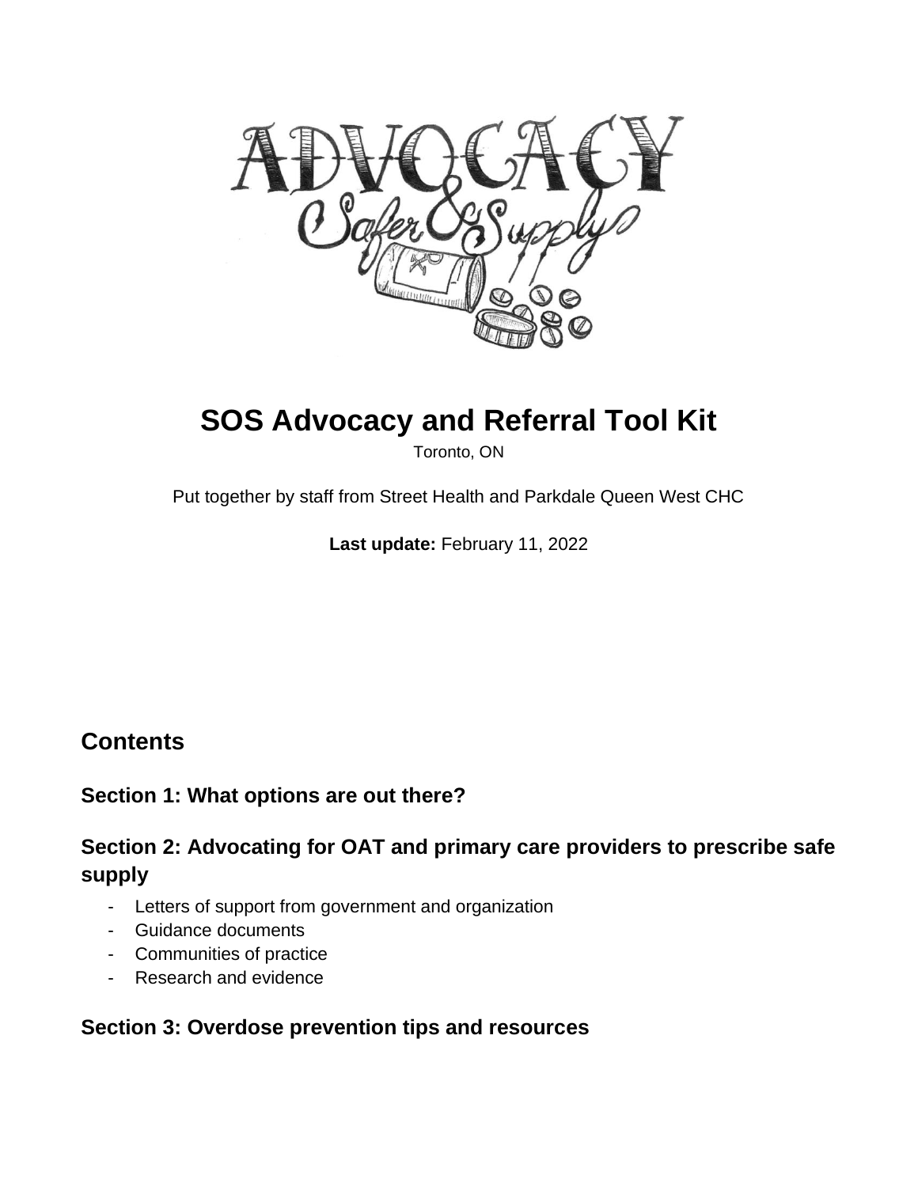# SOS Advocacy and Referral Tool Kit

Toronto, ON

Put together by staff from Street Health and Parkdale Queen West CHC

**Last update:** February 11, 2022

## Contents

### Section 1: What options are out there?

### Section 2: Advocating for OAT and primary care providers to prescribe safe supply

- Letters of support from government and organization
- Guidance documents
- Communities of practice
- Research and evidence

### Section 3: Overdose prevention tips and resources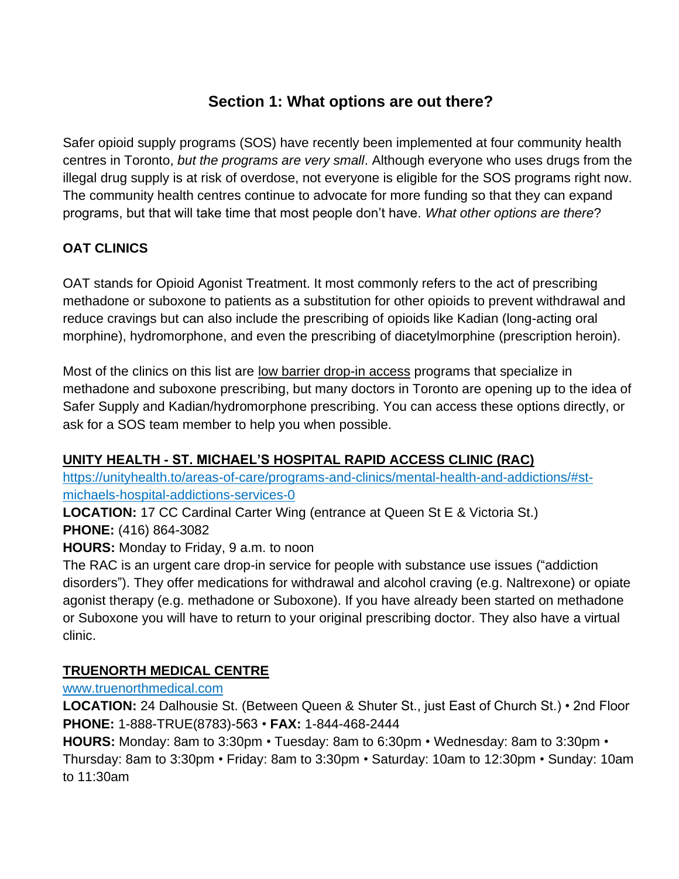## Section 1: What options are out there?

Safer opioid supply programs (SOS) have recently been implemented at four community health centres in Toronto, *but the programs are very small*. Although everyone who uses drugs from the illegal drug supply is at risk of overdose, not everyone is eligible for the SOS programs right now. The community health centres continue to advocate for more funding so that they can expand programs, but that will take time that most people don't have. *What other options are there*?

**OAT CLINICS**

OAT stands for Opioid Agonist Treatment. It most commonly refers to the act of prescribing methadone or suboxone to patients as a substitution for other opioids to prevent withdrawal and reduce cravings but can also include the prescribing of opioids like Kadian (long-acting oral morphine), hydromorphone, and even the prescribing of diacetylmorphine (prescription heroin).

Most of the clinics on this list are low barrier drop-in access programs that specialize in methadone and suboxone prescribing, but many doctors in Toronto are opening up to the idea of Safer Supply and Kadian/hydromorphone prescribing. You can access these options directly, or ask for a SOS team member to help you when possible.

**UNITY HEALTH - ST. MICHAEL'S HOSPITAL RAPID ACCESS CLINIC (RAC)**

[https://unityhealth.to/areas-of-care/programs-and-clinics/mental-health-and-addictions/#st-michaels-hospital-addictions-services-0](https://unityhealth.to/areas-of-care/programs-and-clinics/mental-health-and-addictions/#st-michaels-hospital-addictions-services-0)

**LOCATION:** 17 CC Cardinal Carter Wing (entrance at Queen St E & Victoria St.)
**PHONE:** (416) 864-3082
**HOURS:** Monday to Friday, 9 a.m. to noon

The RAC is an urgent care drop-in service for people with substance use issues ("addiction disorders"). They offer medications for withdrawal and alcohol craving (e.g. Naltrexone) or opiate agonist therapy (e.g. methadone or Suboxone). If you have already been started on methadone or Suboxone you will have to return to your original prescribing doctor. They also have a virtual clinic.

**TRUENORTH MEDICAL CENTRE**

[www.truenorthmedical.com](www.truenorthmedical.com)

**LOCATION:** 24 Dalhousie St. (Between Queen & Shuter St., just East of Church St.) • 2nd Floor
**PHONE:** 1-888-TRUE(8783)-563 • **FAX:** 1-844-468-2444
**HOURS:** Monday: 8am to 3:30pm • Tuesday: 8am to 6:30pm • Wednesday: 8am to 3:30pm • Thursday: 8am to 3:30pm • Friday: 8am to 3:30pm • Saturday: 10am to 12:30pm • Sunday: 10am to 11:30am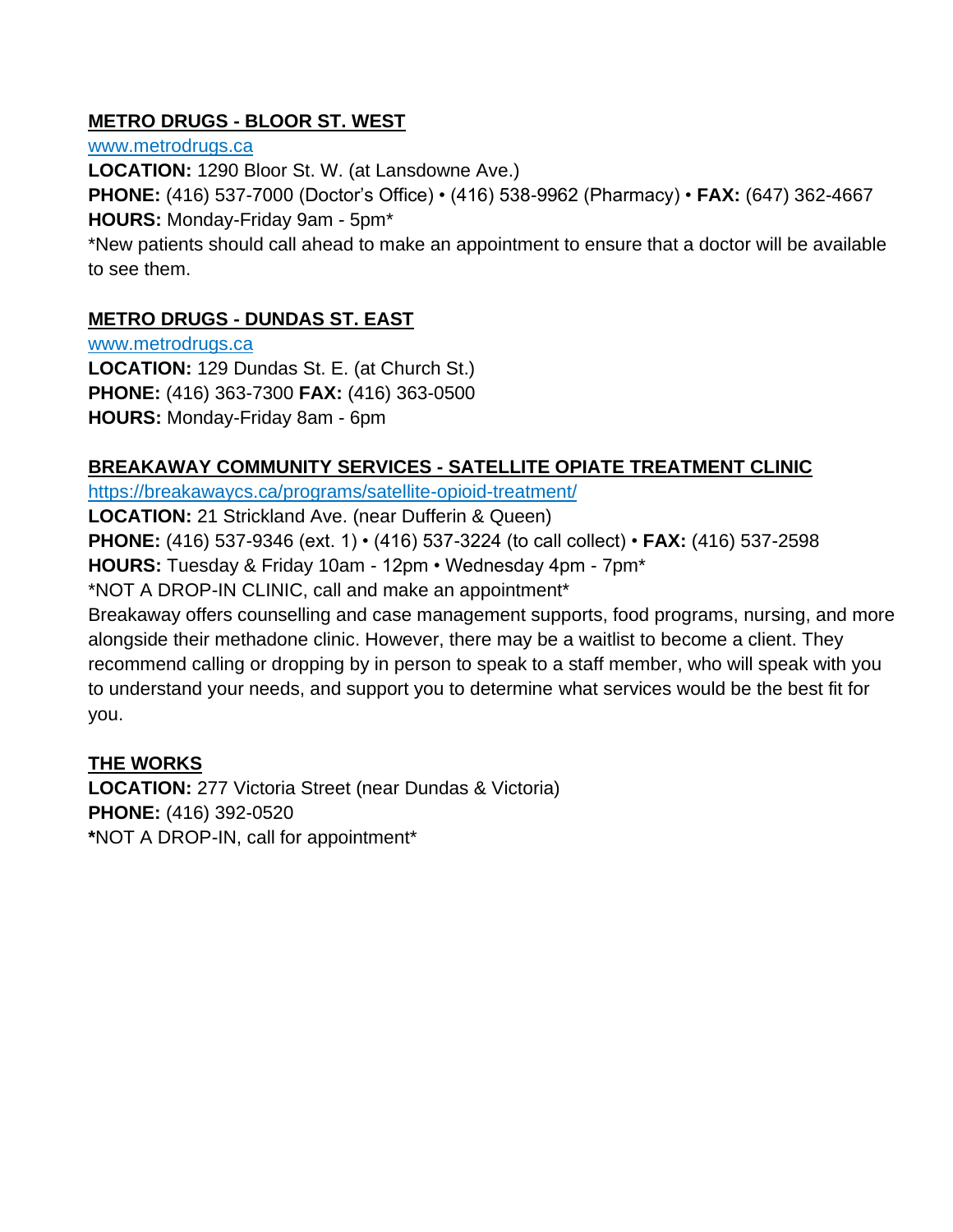## METRO DRUGS - BLOOR ST. WEST

[www.metrodrugs.ca](http://www.metrodrugs.ca)

**LOCATION:** 1290 Bloor St. W. (at Lansdowne Ave.)

**PHONE:** (416) 537-7000 (Doctor's Office) • (416) 538-9962 (Pharmacy) • **FAX:** (647) 362-4667

**HOURS:** Monday-Friday 9am - 5pm*

*New patients should call ahead to make an appointment to ensure that a doctor will be available to see them.

## METRO DRUGS - DUNDAS ST. EAST

[www.metrodrugs.ca](http://www.metrodrugs.ca)

**LOCATION:** 129 Dundas St. E. (at Church St.)

**PHONE:** (416) 363-7300 **FAX:** (416) 363-0500

**HOURS:** Monday-Friday 8am - 6pm

## BREAKAWAY COMMUNITY SERVICES - SATELLITE OPIATE TREATMENT CLINIC

[https://breakawaycs.ca/programs/satellite-opioid-treatment/](https://breakawaycs.ca/programs/satellite-opioid-treatment/)

**LOCATION:** 21 Strickland Ave. (near Dufferin & Queen)

**PHONE:** (416) 537-9346 (ext. 1) • (416) 537-3224 (to call collect) • **FAX:** (416) 537-2598

**HOURS:** Tuesday & Friday 10am - 12pm • Wednesday 4pm - 7pm*

*NOT A DROP-IN CLINIC, call and make an appointment*

Breakaway offers counselling and case management supports, food programs, nursing, and more alongside their methadone clinic. However, there may be a waitlist to become a client. They recommend calling or dropping by in person to speak to a staff member, who will speak with you to understand your needs, and support you to determine what services would be the best fit for you.

## THE WORKS

**LOCATION:** 277 Victoria Street (near Dundas & Victoria)

**PHONE:** (416) 392-0520

*NOT A DROP-IN, call for appointment*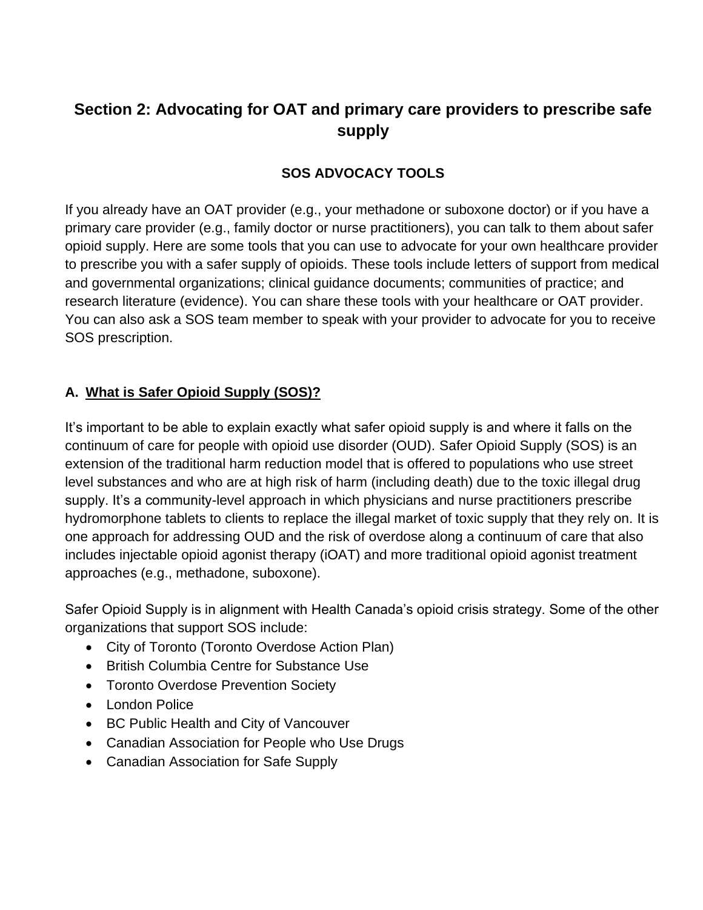# Section 2: Advocating for OAT and primary care providers to prescribe safe supply

## SOS ADVOCACY TOOLS

If you already have an OAT provider (e.g., your methadone or suboxone doctor) or if you have a primary care provider (e.g., family doctor or nurse practitioners), you can talk to them about safer opioid supply. Here are some tools that you can use to advocate for your own healthcare provider to prescribe you with a safer supply of opioids. These tools include letters of support from medical and governmental organizations; clinical guidance documents; communities of practice; and research literature (evidence). You can share these tools with your healthcare or OAT provider. You can also ask a SOS team member to speak with your provider to advocate for you to receive SOS prescription.

### A. What is Safer Opioid Supply (SOS)?

It's important to be able to explain exactly what safer opioid supply is and where it falls on the continuum of care for people with opioid use disorder (OUD). Safer Opioid Supply (SOS) is an extension of the traditional harm reduction model that is offered to populations who use street level substances and who are at high risk of harm (including death) due to the toxic illegal drug supply. It's a community-level approach in which physicians and nurse practitioners prescribe hydromorphone tablets to clients to replace the illegal market of toxic supply that they rely on. It is one approach for addressing OUD and the risk of overdose along a continuum of care that also includes injectable opioid agonist therapy (iOAT) and more traditional opioid agonist treatment approaches (e.g., methadone, suboxone).

Safer Opioid Supply is in alignment with Health Canada's opioid crisis strategy. Some of the other organizations that support SOS include:

- City of Toronto (Toronto Overdose Action Plan)
- British Columbia Centre for Substance Use
- Toronto Overdose Prevention Society
- London Police
- BC Public Health and City of Vancouver
- Canadian Association for People who Use Drugs
- Canadian Association for Safe Supply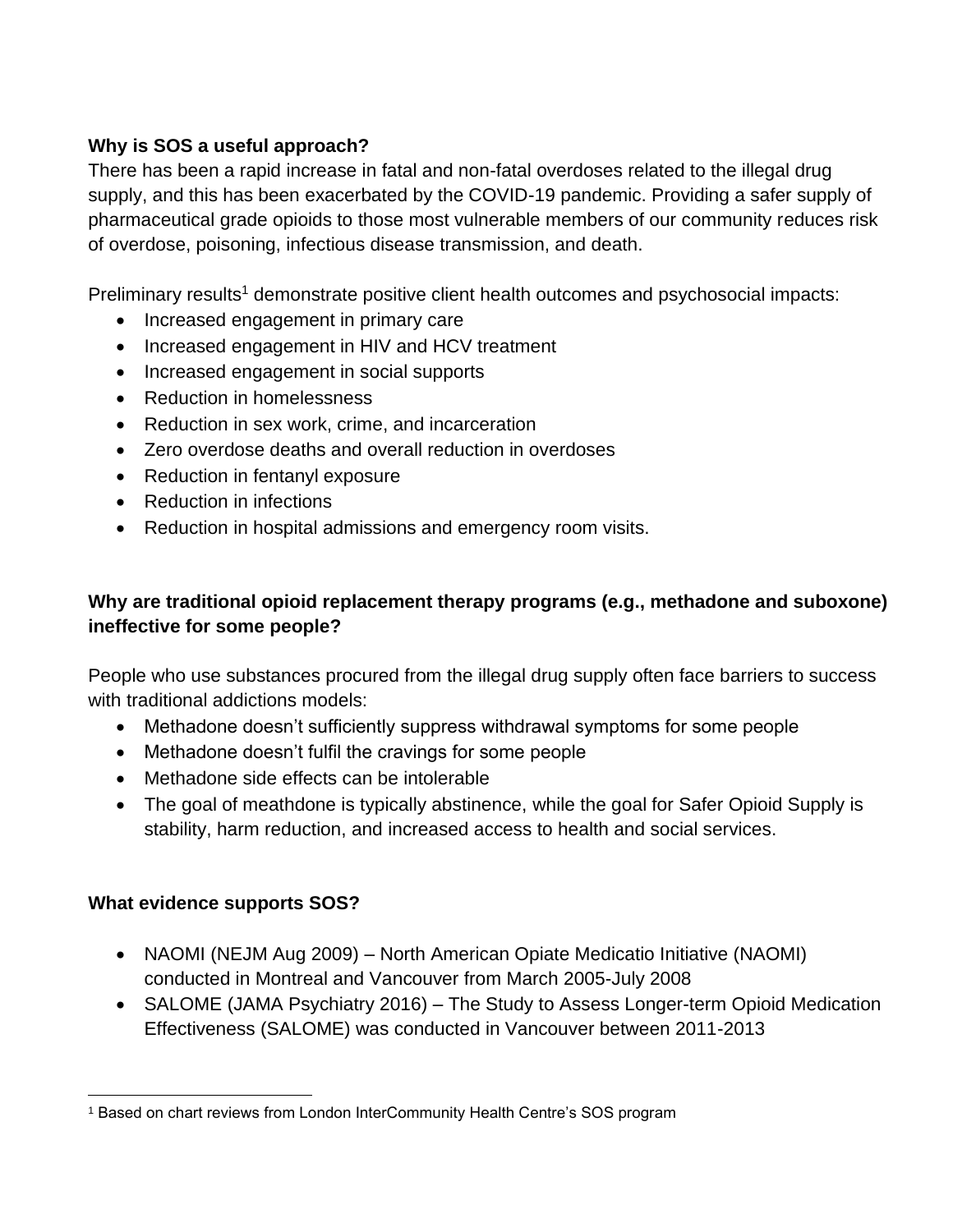**Why is SOS a useful approach?**

There has been a rapid increase in fatal and non-fatal overdoses related to the illegal drug supply, and this has been exacerbated by the COVID-19 pandemic. Providing a safer supply of pharmaceutical grade opioids to those most vulnerable members of our community reduces risk of overdose, poisoning, infectious disease transmission, and death.

Preliminary results[1] demonstrate positive client health outcomes and psychosocial impacts:

- Increased engagement in primary care
- Increased engagement in HIV and HCV treatment
- Increased engagement in social supports
- Reduction in homelessness
- Reduction in sex work, crime, and incarceration
- Zero overdose deaths and overall reduction in overdoses
- Reduction in fentanyl exposure
- Reduction in infections
- Reduction in hospital admissions and emergency room visits.

**Why are traditional opioid replacement therapy programs (e.g., methadone and suboxone) ineffective for some people?**

People who use substances procured from the illegal drug supply often face barriers to success with traditional addictions models:

- Methadone doesn't sufficiently suppress withdrawal symptoms for some people
- Methadone doesn't fulfil the cravings for some people
- Methadone side effects can be intolerable
- The goal of meathdone is typically abstinence, while the goal for Safer Opioid Supply is stability, harm reduction, and increased access to health and social services.

**What evidence supports SOS?**

- NAOMI (NEJM Aug 2009) – North American Opiate Medicatio Initiative (NAOMI) conducted in Montreal and Vancouver from March 2005-July 2008
- SALOME (JAMA Psychiatry 2016) – The Study to Assess Longer-term Opioid Medication Effectiveness (SALOME) was conducted in Vancouver between 2011-2013

[1] Based on chart reviews from London InterCommunity Health Centre's SOS program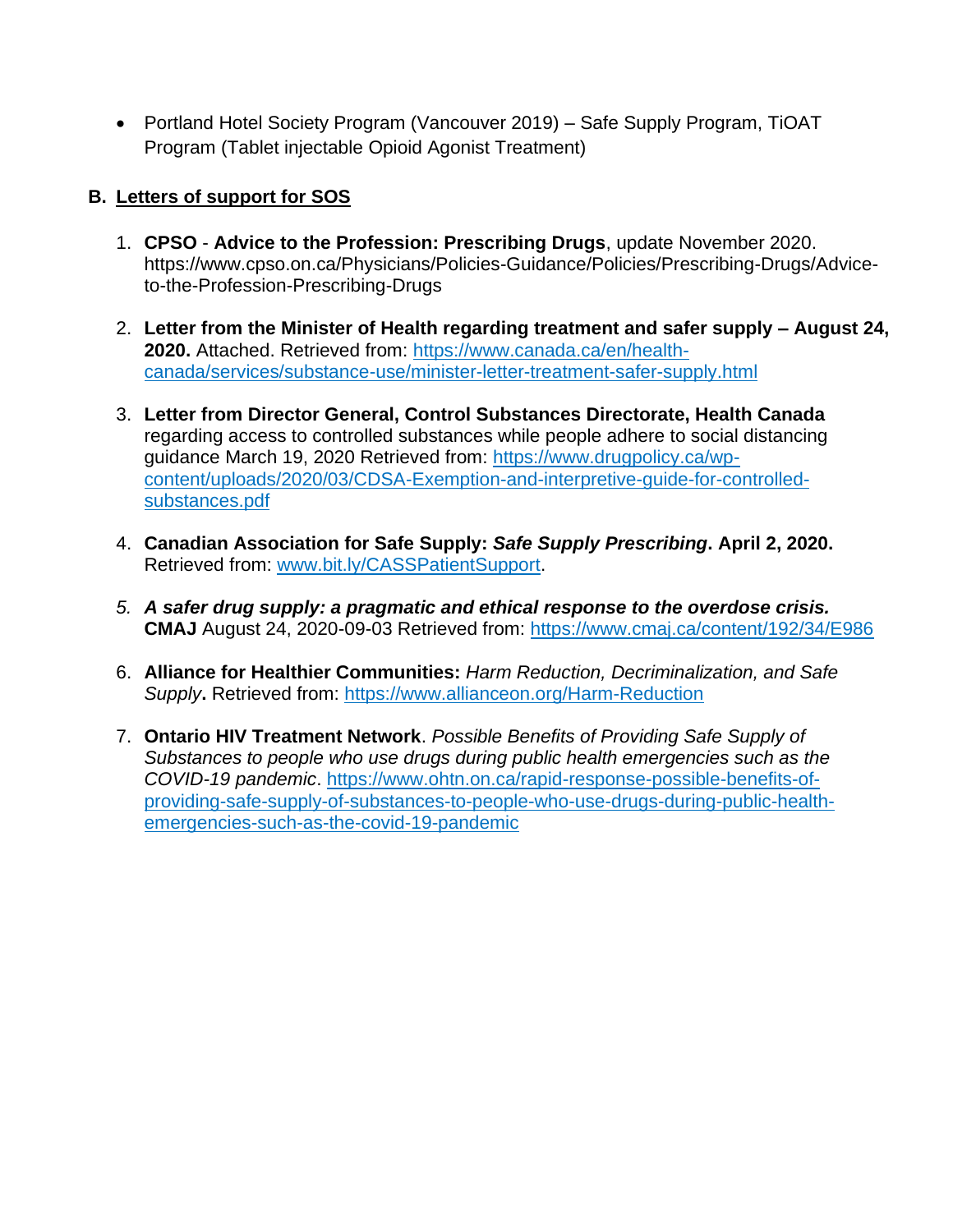- Portland Hotel Society Program (Vancouver 2019) – Safe Supply Program, TiOAT Program (Tablet injectable Opioid Agonist Treatment)

## B. Letters of support for SOS

1. **CPSO** - **Advice to the Profession: Prescribing Drugs**, update November 2020. https://www.cpso.on.ca/Physicians/Policies-Guidance/Policies/Prescribing-Drugs/Advice-to-the-Profession-Prescribing-Drugs

2. **Letter from the Minister of Health regarding treatment and safer supply – August 24, 2020.** Attached. Retrieved from: https://www.canada.ca/en/health-canada/services/substance-use/minister-letter-treatment-safer-supply.html

3. **Letter from Director General, Control Substances Directorate, Health Canada** regarding access to controlled substances while people adhere to social distancing guidance March 19, 2020 Retrieved from: https://www.drugpolicy.ca/wp-content/uploads/2020/03/CDSA-Exemption-and-interpretive-guide-for-controlled-substances.pdf

4. **Canadian Association for Safe Supply:** ***Safe Supply Prescribing*****. April 2, 2020.** Retrieved from: www.bit.ly/CASSPatientSupport.

5. ***A safer drug supply: a pragmatic and ethical response to the overdose crisis.*** **CMAJ** August 24, 2020-09-03 Retrieved from: https://www.cmaj.ca/content/192/34/E986

6. **Alliance for Healthier Communities:** *Harm Reduction, Decriminalization, and Safe Supply***.** Retrieved from: https://www.allianceon.org/Harm-Reduction

7. **Ontario HIV Treatment Network**. *Possible Benefits of Providing Safe Supply of Substances to people who use drugs during public health emergencies such as the COVID-19 pandemic*. https://www.ohtn.on.ca/rapid-response-possible-benefits-of-providing-safe-supply-of-substances-to-people-who-use-drugs-during-public-health-emergencies-such-as-the-covid-19-pandemic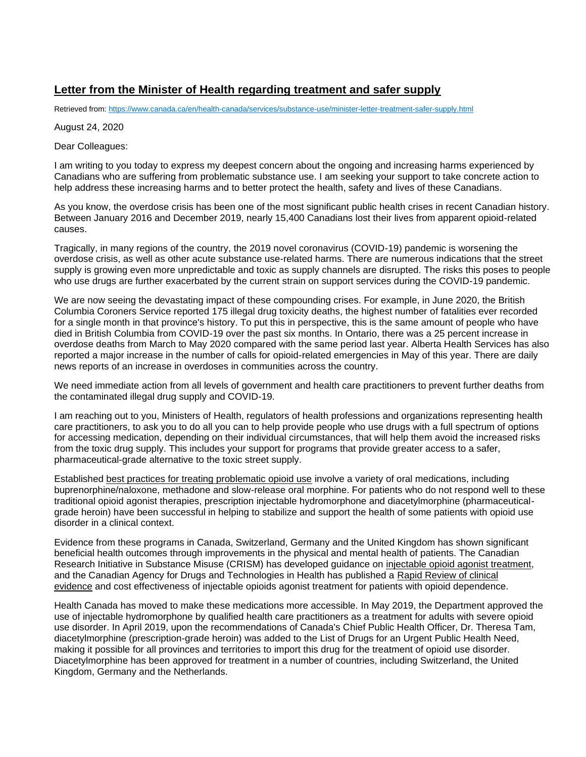## Letter from the Minister of Health regarding treatment and safer supply

Retrieved from: https://www.canada.ca/en/health-canada/services/substance-use/minister-letter-treatment-safer-supply.html

August 24, 2020

Dear Colleagues:

I am writing to you today to express my deepest concern about the ongoing and increasing harms experienced by Canadians who are suffering from problematic substance use. I am seeking your support to take concrete action to help address these increasing harms and to better protect the health, safety and lives of these Canadians.

As you know, the overdose crisis has been one of the most significant public health crises in recent Canadian history. Between January 2016 and December 2019, nearly 15,400 Canadians lost their lives from apparent opioid-related causes.

Tragically, in many regions of the country, the 2019 novel coronavirus (COVID-19) pandemic is worsening the overdose crisis, as well as other acute substance use-related harms. There are numerous indications that the street supply is growing even more unpredictable and toxic as supply channels are disrupted. The risks this poses to people who use drugs are further exacerbated by the current strain on support services during the COVID-19 pandemic.

We are now seeing the devastating impact of these compounding crises. For example, in June 2020, the British Columbia Coroners Service reported 175 illegal drug toxicity deaths, the highest number of fatalities ever recorded for a single month in that province's history. To put this in perspective, this is the same amount of people who have died in British Columbia from COVID-19 over the past six months. In Ontario, there was a 25 percent increase in overdose deaths from March to May 2020 compared with the same period last year. Alberta Health Services has also reported a major increase in the number of calls for opioid-related emergencies in May of this year. There are daily news reports of an increase in overdoses in communities across the country.

We need immediate action from all levels of government and health care practitioners to prevent further deaths from the contaminated illegal drug supply and COVID-19.

I am reaching out to you, Ministers of Health, regulators of health professions and organizations representing health care practitioners, to ask you to do all you can to help provide people who use drugs with a full spectrum of options for accessing medication, depending on their individual circumstances, that will help them avoid the increased risks from the toxic drug supply. This includes your support for programs that provide greater access to a safer, pharmaceutical-grade alternative to the toxic street supply.

Established best practices for treating problematic opioid use involve a variety of oral medications, including buprenorphine/naloxone, methadone and slow-release oral morphine. For patients who do not respond well to these traditional opioid agonist therapies, prescription injectable hydromorphone and diacetylmorphine (pharmaceutical-grade heroin) have been successful in helping to stabilize and support the health of some patients with opioid use disorder in a clinical context.

Evidence from these programs in Canada, Switzerland, Germany and the United Kingdom has shown significant beneficial health outcomes through improvements in the physical and mental health of patients. The Canadian Research Initiative in Substance Misuse (CRISM) has developed guidance on injectable opioid agonist treatment, and the Canadian Agency for Drugs and Technologies in Health has published a Rapid Review of clinical evidence and cost effectiveness of injectable opioids agonist treatment for patients with opioid dependence.

Health Canada has moved to make these medications more accessible. In May 2019, the Department approved the use of injectable hydromorphone by qualified health care practitioners as a treatment for adults with severe opioid use disorder. In April 2019, upon the recommendations of Canada's Chief Public Health Officer, Dr. Theresa Tam, diacetylmorphine (prescription-grade heroin) was added to the List of Drugs for an Urgent Public Health Need, making it possible for all provinces and territories to import this drug for the treatment of opioid use disorder. Diacetylmorphine has been approved for treatment in a number of countries, including Switzerland, the United Kingdom, Germany and the Netherlands.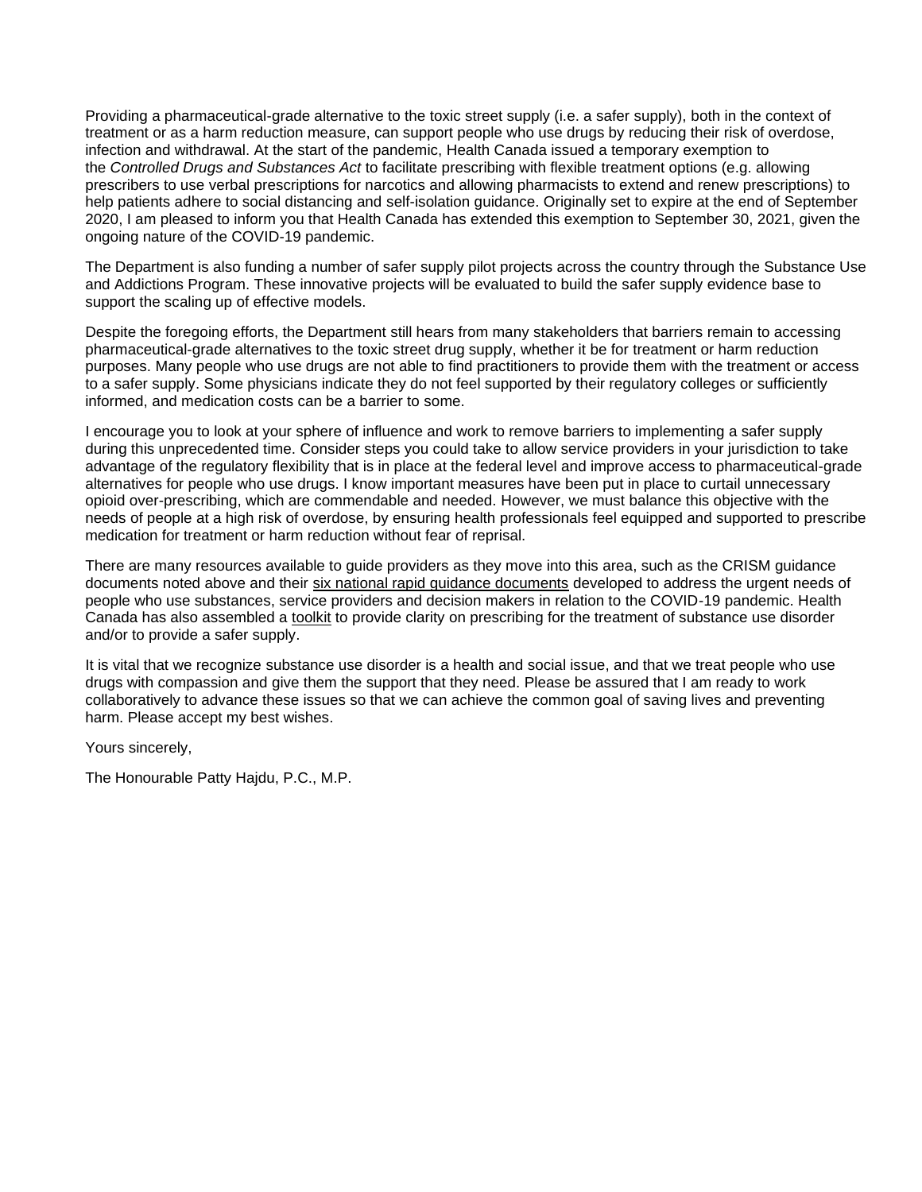Providing a pharmaceutical-grade alternative to the toxic street supply (i.e. a safer supply), both in the context of treatment or as a harm reduction measure, can support people who use drugs by reducing their risk of overdose, infection and withdrawal. At the start of the pandemic, Health Canada issued a temporary exemption to the *Controlled Drugs and Substances Act* to facilitate prescribing with flexible treatment options (e.g. allowing prescribers to use verbal prescriptions for narcotics and allowing pharmacists to extend and renew prescriptions) to help patients adhere to social distancing and self-isolation guidance. Originally set to expire at the end of September 2020, I am pleased to inform you that Health Canada has extended this exemption to September 30, 2021, given the ongoing nature of the COVID-19 pandemic.

The Department is also funding a number of safer supply pilot projects across the country through the Substance Use and Addictions Program. These innovative projects will be evaluated to build the safer supply evidence base to support the scaling up of effective models.

Despite the foregoing efforts, the Department still hears from many stakeholders that barriers remain to accessing pharmaceutical-grade alternatives to the toxic street drug supply, whether it be for treatment or harm reduction purposes. Many people who use drugs are not able to find practitioners to provide them with the treatment or access to a safer supply. Some physicians indicate they do not feel supported by their regulatory colleges or sufficiently informed, and medication costs can be a barrier to some.

I encourage you to look at your sphere of influence and work to remove barriers to implementing a safer supply during this unprecedented time. Consider steps you could take to allow service providers in your jurisdiction to take advantage of the regulatory flexibility that is in place at the federal level and improve access to pharmaceutical-grade alternatives for people who use drugs. I know important measures have been put in place to curtail unnecessary opioid over-prescribing, which are commendable and needed. However, we must balance this objective with the needs of people at a high risk of overdose, by ensuring health professionals feel equipped and supported to prescribe medication for treatment or harm reduction without fear of reprisal.

There are many resources available to guide providers as they move into this area, such as the CRISM guidance documents noted above and their six national rapid guidance documents developed to address the urgent needs of people who use substances, service providers and decision makers in relation to the COVID-19 pandemic. Health Canada has also assembled a toolkit to provide clarity on prescribing for the treatment of substance use disorder and/or to provide a safer supply.

It is vital that we recognize substance use disorder is a health and social issue, and that we treat people who use drugs with compassion and give them the support that they need. Please be assured that I am ready to work collaboratively to advance these issues so that we can achieve the common goal of saving lives and preventing harm. Please accept my best wishes.

Yours sincerely,

The Honourable Patty Hajdu, P.C., M.P.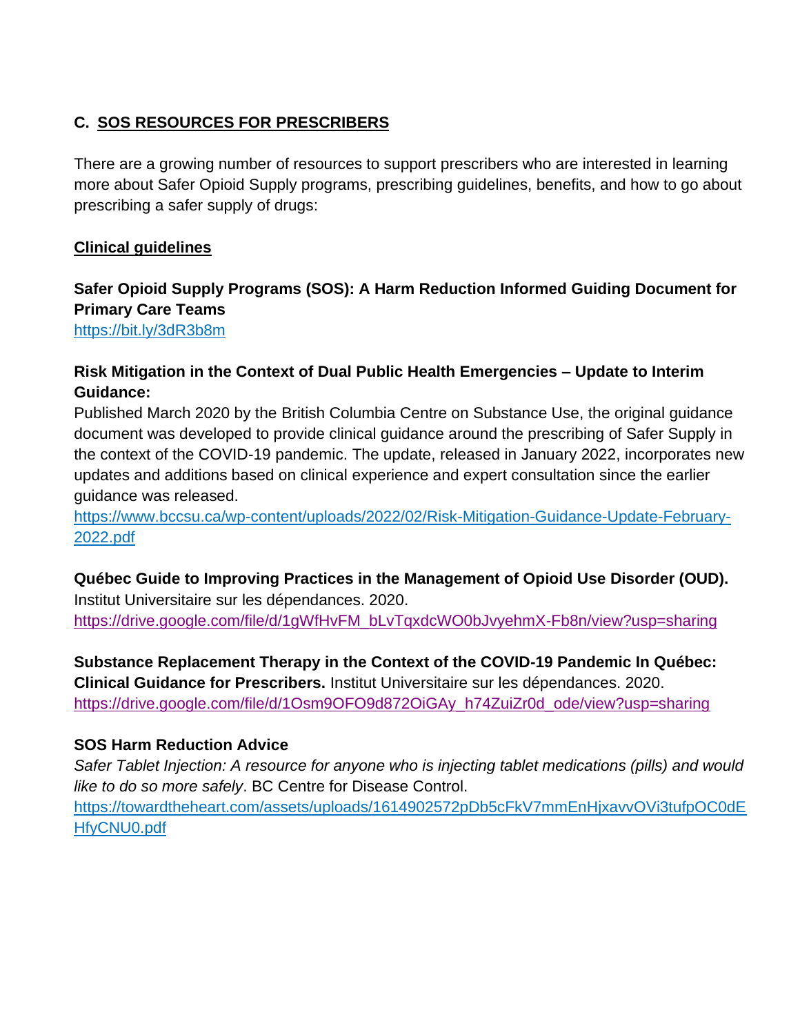## C. SOS RESOURCES FOR PRESCRIBERS

There are a growing number of resources to support prescribers who are interested in learning more about Safer Opioid Supply programs, prescribing guidelines, benefits, and how to go about prescribing a safer supply of drugs:

### Clinical guidelines

**Safer Opioid Supply Programs (SOS): A Harm Reduction Informed Guiding Document for Primary Care Teams**
https://bit.ly/3dR3b8m

**Risk Mitigation in the Context of Dual Public Health Emergencies – Update to Interim Guidance:**
Published March 2020 by the British Columbia Centre on Substance Use, the original guidance document was developed to provide clinical guidance around the prescribing of Safer Supply in the context of the COVID-19 pandemic. The update, released in January 2022, incorporates new updates and additions based on clinical experience and expert consultation since the earlier guidance was released.
https://www.bccsu.ca/wp-content/uploads/2022/02/Risk-Mitigation-Guidance-Update-February-2022.pdf

**Québec Guide to Improving Practices in the Management of Opioid Use Disorder (OUD).** Institut Universitaire sur les dépendances. 2020.
https://drive.google.com/file/d/1gWfHvFM_bLvTqxdcWO0bJvyehmX-Fb8n/view?usp=sharing

**Substance Replacement Therapy in the Context of the COVID-19 Pandemic In Québec: Clinical Guidance for Prescribers.** Institut Universitaire sur les dépendances. 2020.
https://drive.google.com/file/d/1Osm9OFO9d872OiGAy_h74ZuiZr0d_ode/view?usp=sharing

**SOS Harm Reduction Advice**
*Safer Tablet Injection: A resource for anyone who is injecting tablet medications (pills) and would like to do so more safely*. BC Centre for Disease Control.
https://towardtheheart.com/assets/uploads/1614902572pDb5cFkV7mmEnHjxavvOVi3tufpOC0dEHfyCNU0.pdf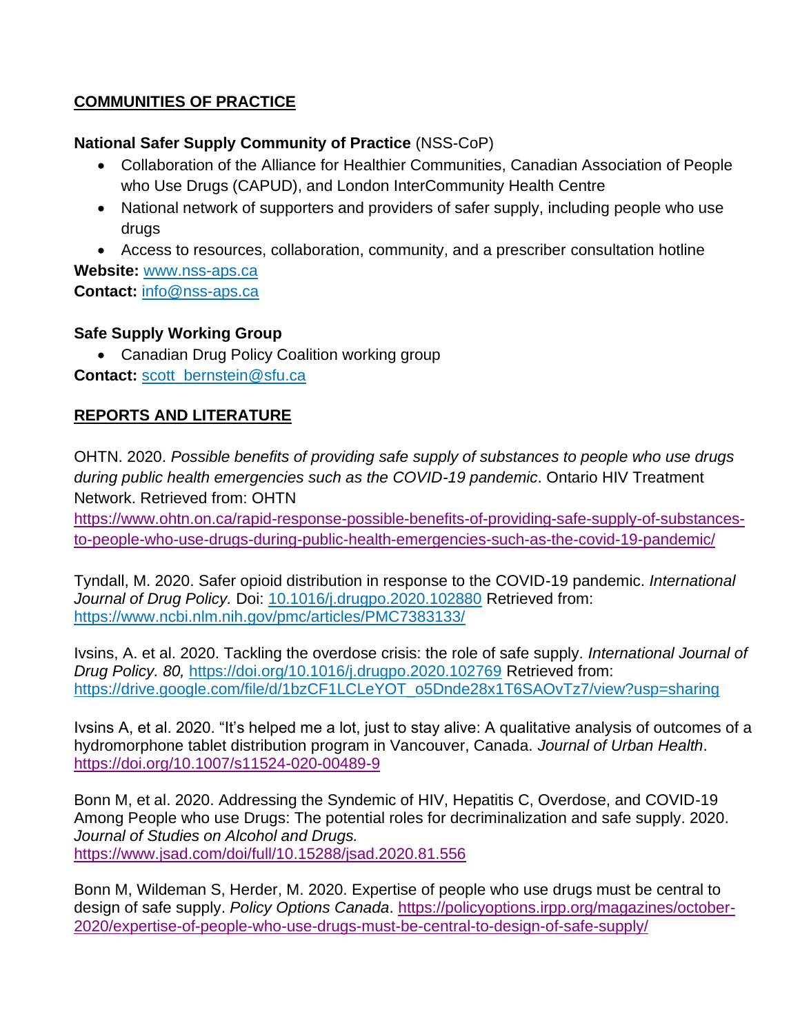## COMMUNITIES OF PRACTICE

**National Safer Supply Community of Practice** (NSS-CoP)

- Collaboration of the Alliance for Healthier Communities, Canadian Association of People who Use Drugs (CAPUD), and London InterCommunity Health Centre
- National network of supporters and providers of safer supply, including people who use drugs
- Access to resources, collaboration, community, and a prescriber consultation hotline

**Website:** www.nss-aps.ca
**Contact:** info@nss-aps.ca

**Safe Supply Working Group**

- Canadian Drug Policy Coalition working group

**Contact:** scott_bernstein@sfu.ca

## REPORTS AND LITERATURE

OHTN. 2020. *Possible benefits of providing safe supply of substances to people who use drugs during public health emergencies such as the COVID-19 pandemic*. Ontario HIV Treatment Network. Retrieved from: OHTN https://www.ohtn.on.ca/rapid-response-possible-benefits-of-providing-safe-supply-of-substances-to-people-who-use-drugs-during-public-health-emergencies-such-as-the-covid-19-pandemic/

Tyndall, M. 2020. Safer opioid distribution in response to the COVID-19 pandemic. *International Journal of Drug Policy.* Doi: 10.1016/j.drugpo.2020.102880 Retrieved from: https://www.ncbi.nlm.nih.gov/pmc/articles/PMC7383133/

Ivsins, A. et al. 2020. Tackling the overdose crisis: the role of safe supply. *International Journal of Drug Policy. 80,* https://doi.org/10.1016/j.drugpo.2020.102769 Retrieved from: https://drive.google.com/file/d/1bzCF1LCLeYOT_o5Dnde28x1T6SAOvTz7/view?usp=sharing

Ivsins A, et al. 2020. "It's helped me a lot, just to stay alive: A qualitative analysis of outcomes of a hydromorphone tablet distribution program in Vancouver, Canada. *Journal of Urban Health*. https://doi.org/10.1007/s11524-020-00489-9

Bonn M, et al. 2020. Addressing the Syndemic of HIV, Hepatitis C, Overdose, and COVID-19 Among People who use Drugs: The potential roles for decriminalization and safe supply. 2020. *Journal of Studies on Alcohol and Drugs.* https://www.jsad.com/doi/full/10.15288/jsad.2020.81.556

Bonn M, Wildeman S, Herder, M. 2020. Expertise of people who use drugs must be central to design of safe supply. *Policy Options Canada*. https://policyoptions.irpp.org/magazines/october-2020/expertise-of-people-who-use-drugs-must-be-central-to-design-of-safe-supply/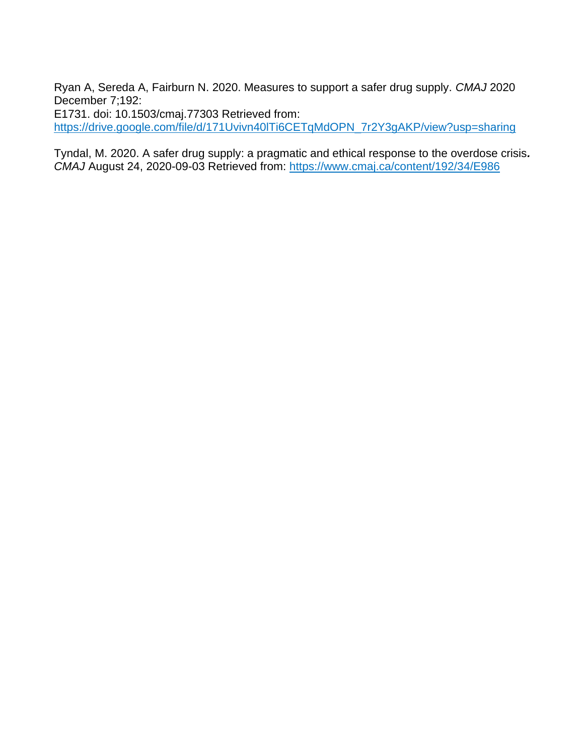Ryan A, Sereda A, Fairburn N. 2020. Measures to support a safer drug supply. *CMAJ* 2020 December 7;192:
E1731. doi: 10.1503/cmaj.77303 Retrieved from:
https://drive.google.com/file/d/171Uvivn40lTi6CETqMdOPN_7r2Y3gAKP/view?usp=sharing

Tyndal, M. 2020. A safer drug supply: a pragmatic and ethical response to the overdose crisis***.*** *CMAJ* August 24, 2020-09-03 Retrieved from: https://www.cmaj.ca/content/192/34/E986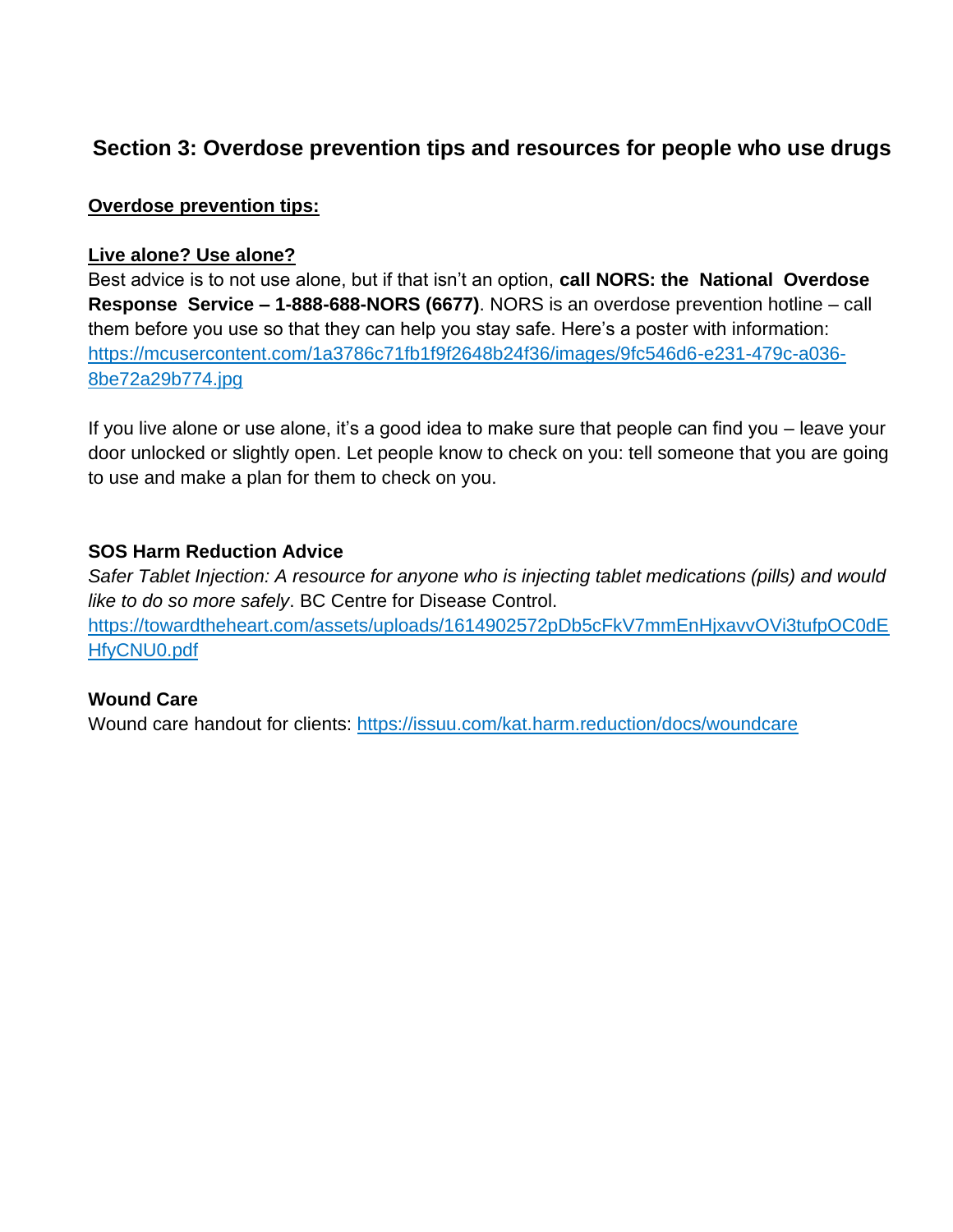## Section 3: Overdose prevention tips and resources for people who use drugs

**<u>Overdose prevention tips:</u>**

**<u>Live alone? Use alone?</u>**

Best advice is to not use alone, but if that isn't an option, **call NORS: the National Overdose Response Service – 1-888-688-NORS (6677)**. NORS is an overdose prevention hotline – call them before you use so that they can help you stay safe. Here's a poster with information: [https://mcusercontent.com/1a3786c71fb1f9f2648b24f36/images/9fc546d6-e231-479c-a036-8be72a29b774.jpg](https://mcusercontent.com/1a3786c71fb1f9f2648b24f36/images/9fc546d6-e231-479c-a036-8be72a29b774.jpg)

If you live alone or use alone, it's a good idea to make sure that people can find you – leave your door unlocked or slightly open. Let people know to check on you: tell someone that you are going to use and make a plan for them to check on you.

**SOS Harm Reduction Advice**

*Safer Tablet Injection: A resource for anyone who is injecting tablet medications (pills) and would like to do so more safely*. BC Centre for Disease Control.
[https://towardtheheart.com/assets/uploads/1614902572pDb5cFkV7mmEnHjxavvOVi3tufpOC0dEHfyCNU0.pdf](https://towardtheheart.com/assets/uploads/1614902572pDb5cFkV7mmEnHjxavvOVi3tufpOC0dEHfyCNU0.pdf)

**Wound Care**

Wound care handout for clients: [https://issuu.com/kat.harm.reduction/docs/woundcare](https://issuu.com/kat.harm.reduction/docs/woundcare)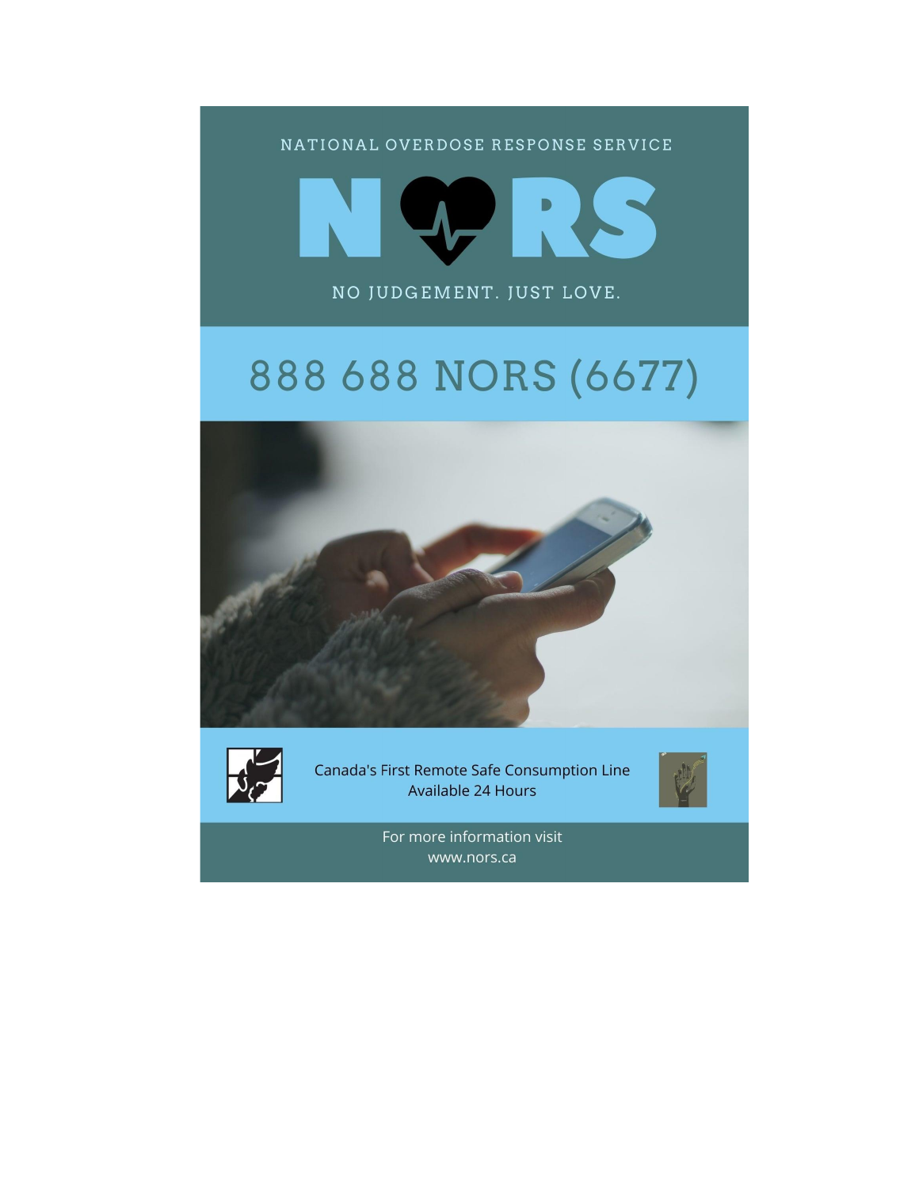NATIONAL OVERDOSE RESPONSE SERVICE

# NORS

NO JUDGEMENT. JUST LOVE.

## 888 688 NORS (6677)

Canada's First Remote Safe Consumption Line
Available 24 Hours

For more information visit
www.nors.ca